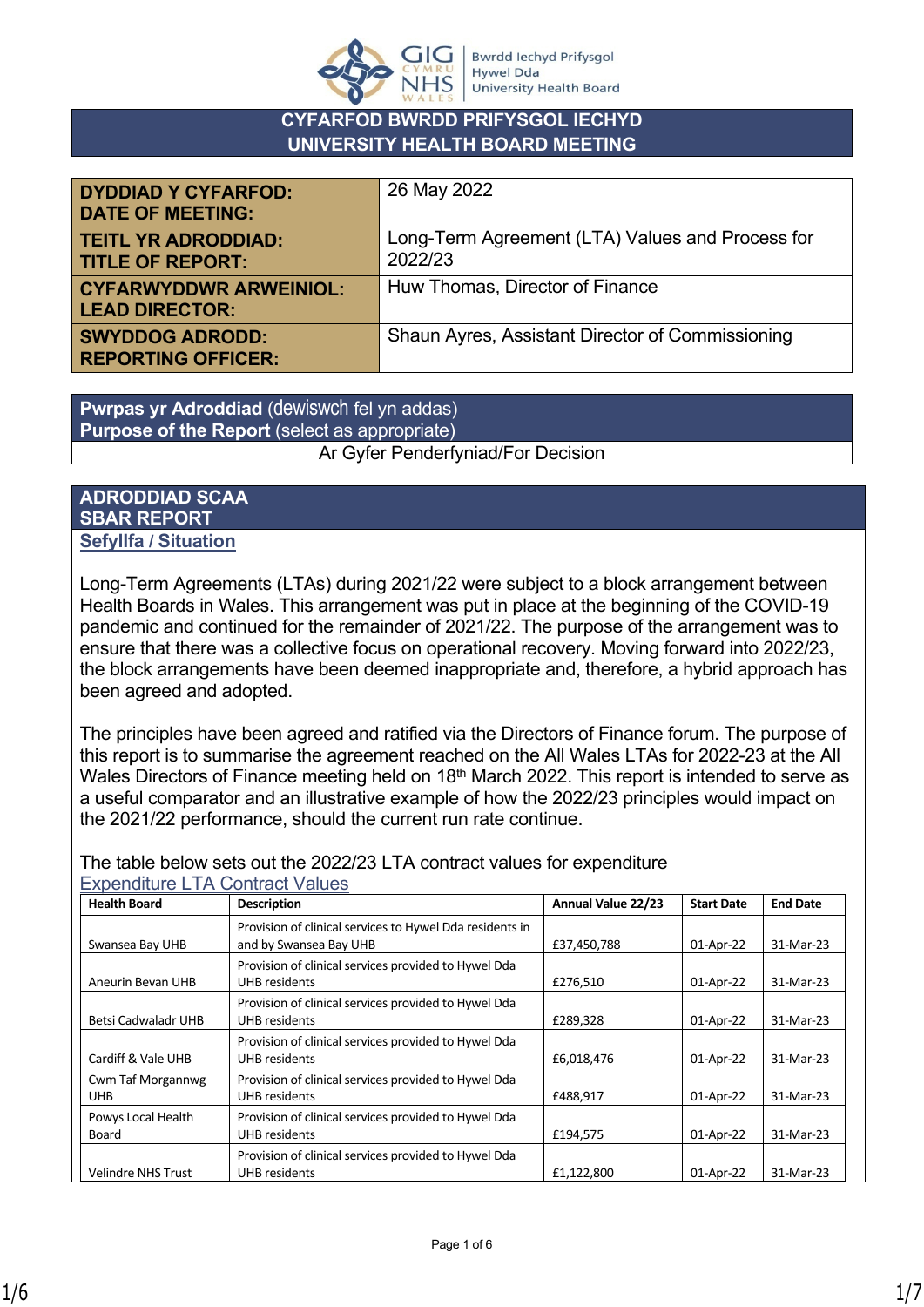# CYFARFOD BWRDD PRIFYSGOL IECHYD
# UNIVERSITY HEALTH BOARD MEETING

| | |
|---|---|
| **DYDDIAD Y CYFARFOD: DATE OF MEETING:** | 26 May 2022 |
| **TEITL YR ADRODDIAD: TITLE OF REPORT:** | Long-Term Agreement (LTA) Values and Process for 2022/23 |
| **CYFARWYDDWR ARWEINIOL: LEAD DIRECTOR:** | Huw Thomas, Director of Finance |
| **SWYDDOG ADRODD: REPORTING OFFICER:** | Shaun Ayres, Assistant Director of Commissioning |

| **Pwrpas yr Adroddiad** (dewiswch fel yn addas) **Purpose of the Report** (select as appropriate) |
|---|
| Ar Gyfer Penderfyniad/For Decision |

## ADRODDIAD SCAA SBAR REPORT

### Sefyllfa / Situation

Long-Term Agreements (LTAs) during 2021/22 were subject to a block arrangement between Health Boards in Wales. This arrangement was put in place at the beginning of the COVID-19 pandemic and continued for the remainder of 2021/22. The purpose of the arrangement was to ensure that there was a collective focus on operational recovery. Moving forward into 2022/23, the block arrangements have been deemed inappropriate and, therefore, a hybrid approach has been agreed and adopted.

The principles have been agreed and ratified via the Directors of Finance forum. The purpose of this report is to summarise the agreement reached on the All Wales LTAs for 2022-23 at the All Wales Directors of Finance meeting held on 18th March 2022. This report is intended to serve as a useful comparator and an illustrative example of how the 2022/23 principles would impact on the 2021/22 performance, should the current run rate continue.

The table below sets out the 2022/23 LTA contract values for expenditure

Expenditure LTA Contract Values

| Health Board | Description | Annual Value 22/23 | Start Date | End Date |
|---|---|---|---|---|
| Swansea Bay UHB | Provision of clinical services to Hywel Dda residents in and by Swansea Bay UHB | £37,450,788 | 01-Apr-22 | 31-Mar-23 |
| Aneurin Bevan UHB | Provision of clinical services provided to Hywel Dda UHB residents | £276,510 | 01-Apr-22 | 31-Mar-23 |
| Betsi Cadwaladr UHB | Provision of clinical services provided to Hywel Dda UHB residents | £289,328 | 01-Apr-22 | 31-Mar-23 |
| Cardiff & Vale UHB | Provision of clinical services provided to Hywel Dda UHB residents | £6,018,476 | 01-Apr-22 | 31-Mar-23 |
| Cwm Taf Morgannwg UHB | Provision of clinical services provided to Hywel Dda UHB residents | £488,917 | 01-Apr-22 | 31-Mar-23 |
| Powys Local Health Board | Provision of clinical services provided to Hywel Dda UHB residents | £194,575 | 01-Apr-22 | 31-Mar-23 |
| Velindre NHS Trust | Provision of clinical services provided to Hywel Dda UHB residents | £1,122,800 | 01-Apr-22 | 31-Mar-23 |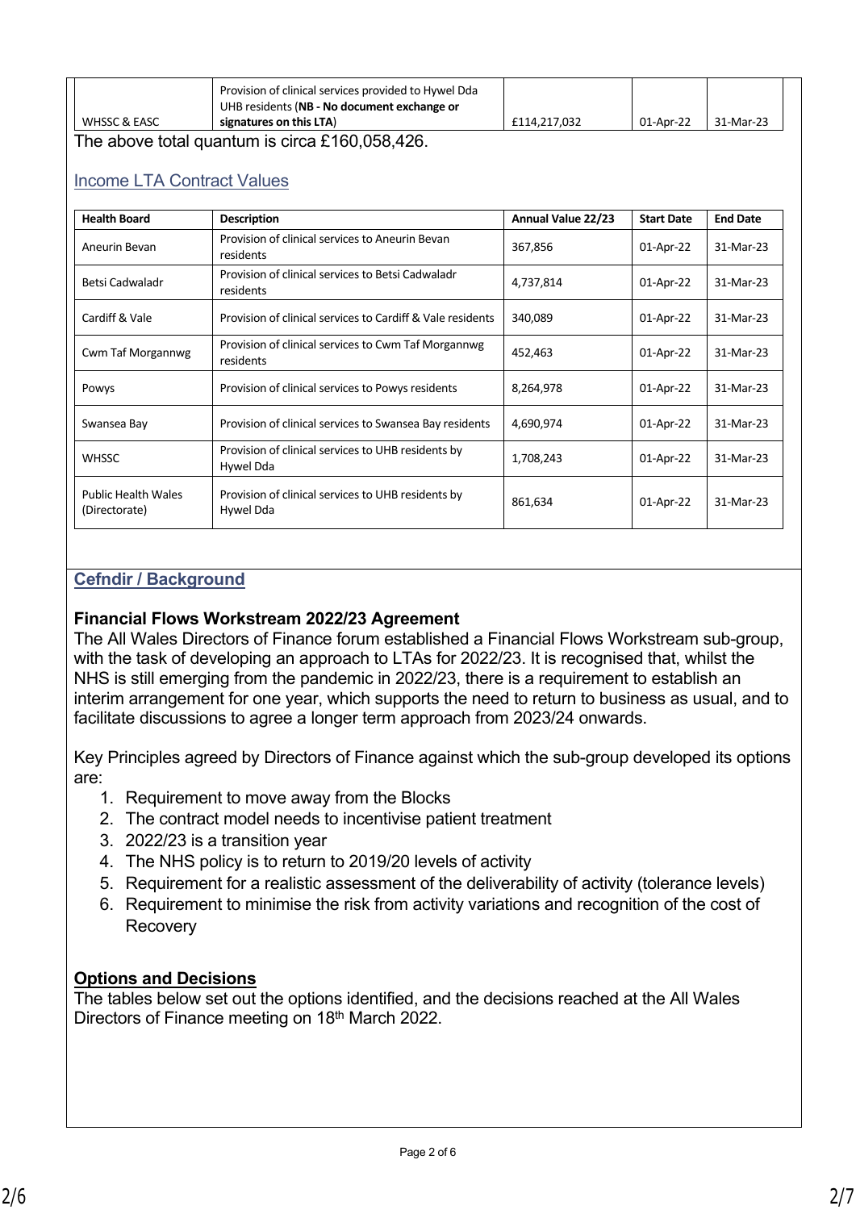| | | | | |
|---|---|---|---|---|
| WHSSC & EASC | Provision of clinical services provided to Hywel Dda UHB residents (**NB - No document exchange or signatures on this LTA**) | £114,217,032 | 01-Apr-22 | 31-Mar-23 |

The above total quantum is circa £160,058,426.

## Income LTA Contract Values

| Health Board | Description | Annual Value 22/23 | Start Date | End Date |
|---|---|---|---|---|
| Aneurin Bevan | Provision of clinical services to Aneurin Bevan residents | 367,856 | 01-Apr-22 | 31-Mar-23 |
| Betsi Cadwaladr | Provision of clinical services to Betsi Cadwaladr residents | 4,737,814 | 01-Apr-22 | 31-Mar-23 |
| Cardiff & Vale | Provision of clinical services to Cardiff & Vale residents | 340,089 | 01-Apr-22 | 31-Mar-23 |
| Cwm Taf Morgannwg | Provision of clinical services to Cwm Taf Morgannwg residents | 452,463 | 01-Apr-22 | 31-Mar-23 |
| Powys | Provision of clinical services to Powys residents | 8,264,978 | 01-Apr-22 | 31-Mar-23 |
| Swansea Bay | Provision of clinical services to Swansea Bay residents | 4,690,974 | 01-Apr-22 | 31-Mar-23 |
| WHSSC | Provision of clinical services to UHB residents by Hywel Dda | 1,708,243 | 01-Apr-22 | 31-Mar-23 |
| Public Health Wales (Directorate) | Provision of clinical services to UHB residents by Hywel Dda | 861,634 | 01-Apr-22 | 31-Mar-23 |

## Cefndir / Background

**Financial Flows Workstream 2022/23 Agreement**

The All Wales Directors of Finance forum established a Financial Flows Workstream sub-group, with the task of developing an approach to LTAs for 2022/23. It is recognised that, whilst the NHS is still emerging from the pandemic in 2022/23, there is a requirement to establish an interim arrangement for one year, which supports the need to return to business as usual, and to facilitate discussions to agree a longer term approach from 2023/24 onwards.

Key Principles agreed by Directors of Finance against which the sub-group developed its options are:

1. Requirement to move away from the Blocks
2. The contract model needs to incentivise patient treatment
3. 2022/23 is a transition year
4. The NHS policy is to return to 2019/20 levels of activity
5. Requirement for a realistic assessment of the deliverability of activity (tolerance levels)
6. Requirement to minimise the risk from activity variations and recognition of the cost of Recovery

**Options and Decisions**

The tables below set out the options identified, and the decisions reached at the All Wales Directors of Finance meeting on 18th March 2022.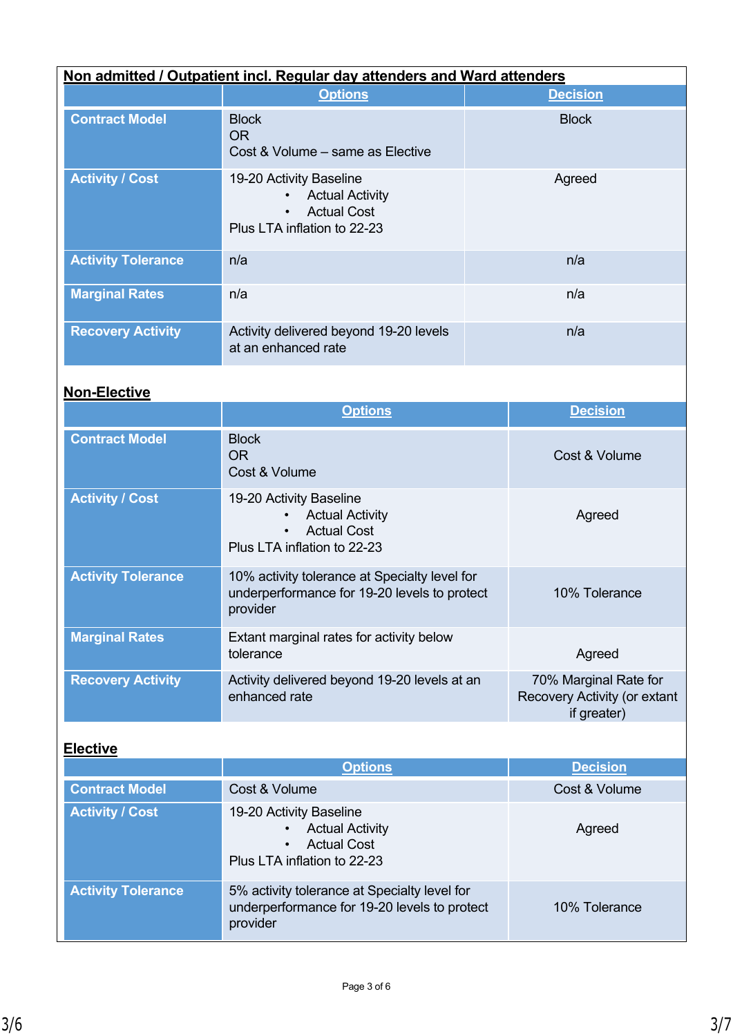## Non admitted / Outpatient incl. Regular day attenders and Ward attenders

| | Options | Decision |
|---|---|---|
| **Contract Model** | Block<br>OR<br>Cost & Volume – same as Elective | Block |
| **Activity / Cost** | 19-20 Activity Baseline<br>• Actual Activity<br>• Actual Cost<br>Plus LTA inflation to 22-23 | Agreed |
| **Activity Tolerance** | n/a | n/a |
| **Marginal Rates** | n/a | n/a |
| **Recovery Activity** | Activity delivered beyond 19-20 levels at an enhanced rate | n/a |

## Non-Elective

| | Options | Decision |
|---|---|---|
| **Contract Model** | Block<br>OR<br>Cost & Volume | Cost & Volume |
| **Activity / Cost** | 19-20 Activity Baseline<br>• Actual Activity<br>• Actual Cost<br>Plus LTA inflation to 22-23 | Agreed |
| **Activity Tolerance** | 10% activity tolerance at Specialty level for underperformance for 19-20 levels to protect provider | 10% Tolerance |
| **Marginal Rates** | Extant marginal rates for activity below tolerance | Agreed |
| **Recovery Activity** | Activity delivered beyond 19-20 levels at an enhanced rate | 70% Marginal Rate for Recovery Activity (or extant if greater) |

## Elective

| | Options | Decision |
|---|---|---|
| **Contract Model** | Cost & Volume | Cost & Volume |
| **Activity / Cost** | 19-20 Activity Baseline<br>• Actual Activity<br>• Actual Cost<br>Plus LTA inflation to 22-23 | Agreed |
| **Activity Tolerance** | 5% activity tolerance at Specialty level for underperformance for 19-20 levels to protect provider | 10% Tolerance |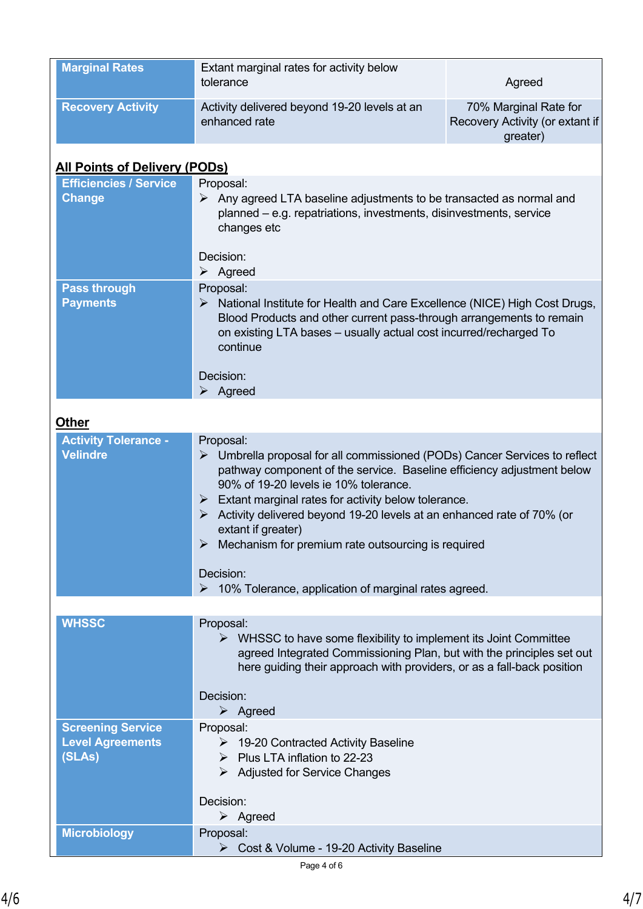| Marginal Rates | Extant marginal rates for activity below tolerance | Agreed |
|---|---|---|
| Recovery Activity | Activity delivered beyond 19-20 levels at an enhanced rate | 70% Marginal Rate for Recovery Activity (or extant if greater) |

**All Points of Delivery (PODs)**

| | |
|---|---|
| **Efficiencies / Service Change** | Proposal:<br>➢ Any agreed LTA baseline adjustments to be transacted as normal and planned – e.g. repatriations, investments, disinvestments, service changes etc<br><br>Decision:<br>➢ Agreed |
| **Pass through Payments** | Proposal:<br>➢ National Institute for Health and Care Excellence (NICE) High Cost Drugs, Blood Products and other current pass-through arrangements to remain on existing LTA bases – usually actual cost incurred/recharged To continue<br><br>Decision:<br>➢ Agreed |

**Other**

| | |
|---|---|
| **Activity Tolerance - Velindre** | Proposal:<br>➢ Umbrella proposal for all commissioned (PODs) Cancer Services to reflect pathway component of the service. Baseline efficiency adjustment below 90% of 19-20 levels ie 10% tolerance.<br>➢ Extant marginal rates for activity below tolerance.<br>➢ Activity delivered beyond 19-20 levels at an enhanced rate of 70% (or extant if greater)<br>➢ Mechanism for premium rate outsourcing is required<br><br>Decision:<br>➢ 10% Tolerance, application of marginal rates agreed. |

| | |
|---|---|
| **WHSSC** | Proposal:<br>➢ WHSSC to have some flexibility to implement its Joint Committee agreed Integrated Commissioning Plan, but with the principles set out here guiding their approach with providers, or as a fall-back position<br><br>Decision:<br>➢ Agreed |
| **Screening Service Level Agreements (SLAs)** | Proposal:<br>➢ 19-20 Contracted Activity Baseline<br>➢ Plus LTA inflation to 22-23<br>➢ Adjusted for Service Changes<br><br>Decision:<br>➢ Agreed |
| **Microbiology** | Proposal:<br>➢ Cost & Volume - 19-20 Activity Baseline |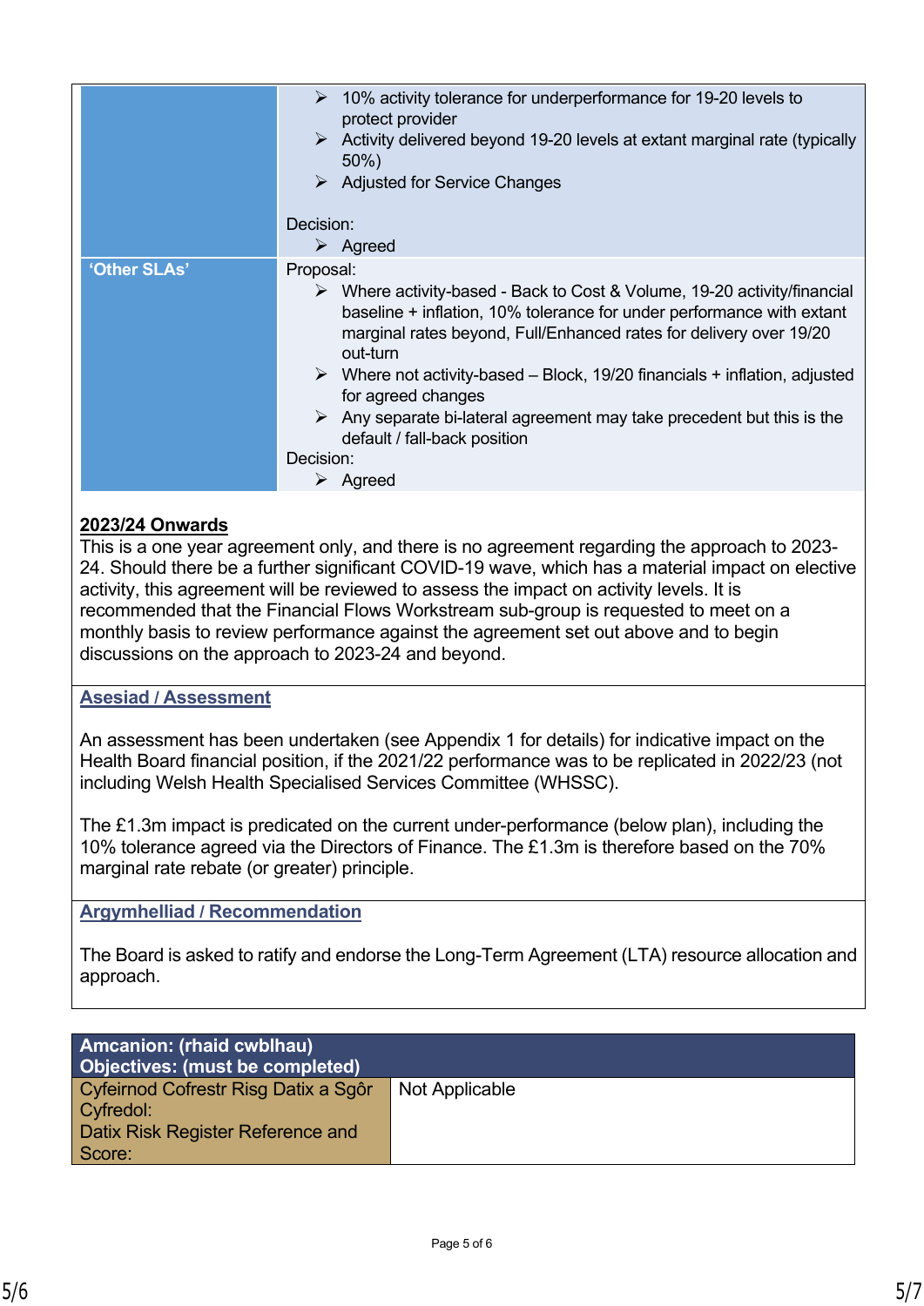| | |
|---|---|
| | ➢ 10% activity tolerance for underperformance for 19-20 levels to protect provider<br>➢ Activity delivered beyond 19-20 levels at extant marginal rate (typically 50%)<br>➢ Adjusted for Service Changes<br><br>Decision:<br>➢ Agreed |
| **'Other SLAs'** | Proposal:<br>➢ Where activity-based - Back to Cost & Volume, 19-20 activity/financial baseline + inflation, 10% tolerance for under performance with extant marginal rates beyond, Full/Enhanced rates for delivery over 19/20 out-turn<br>➢ Where not activity-based – Block, 19/20 financials + inflation, adjusted for agreed changes<br>➢ Any separate bi-lateral agreement may take precedent but this is the default / fall-back position<br>Decision:<br>➢ Agreed |

**2023/24 Onwards**

This is a one year agreement only, and there is no agreement regarding the approach to 2023-24. Should there be a further significant COVID-19 wave, which has a material impact on elective activity, this agreement will be reviewed to assess the impact on activity levels. It is recommended that the Financial Flows Workstream sub-group is requested to meet on a monthly basis to review performance against the agreement set out above and to begin discussions on the approach to 2023-24 and beyond.

## Asesiad / Assessment

An assessment has been undertaken (see Appendix 1 for details) for indicative impact on the Health Board financial position, if the 2021/22 performance was to be replicated in 2022/23 (not including Welsh Health Specialised Services Committee (WHSSC).

The £1.3m impact is predicated on the current under-performance (below plan), including the 10% tolerance agreed via the Directors of Finance. The £1.3m is therefore based on the 70% marginal rate rebate (or greater) principle.

## Argymhelliad / Recommendation

The Board is asked to ratify and endorse the Long-Term Agreement (LTA) resource allocation and approach.

| **Amcanion: (rhaid cwblhau)**<br>**Objectives: (must be completed)** | |
|---|---|
| Cyfeirnod Cofrestr Risg Datix a Sgôr Cyfredol:<br>Datix Risk Register Reference and Score: | Not Applicable |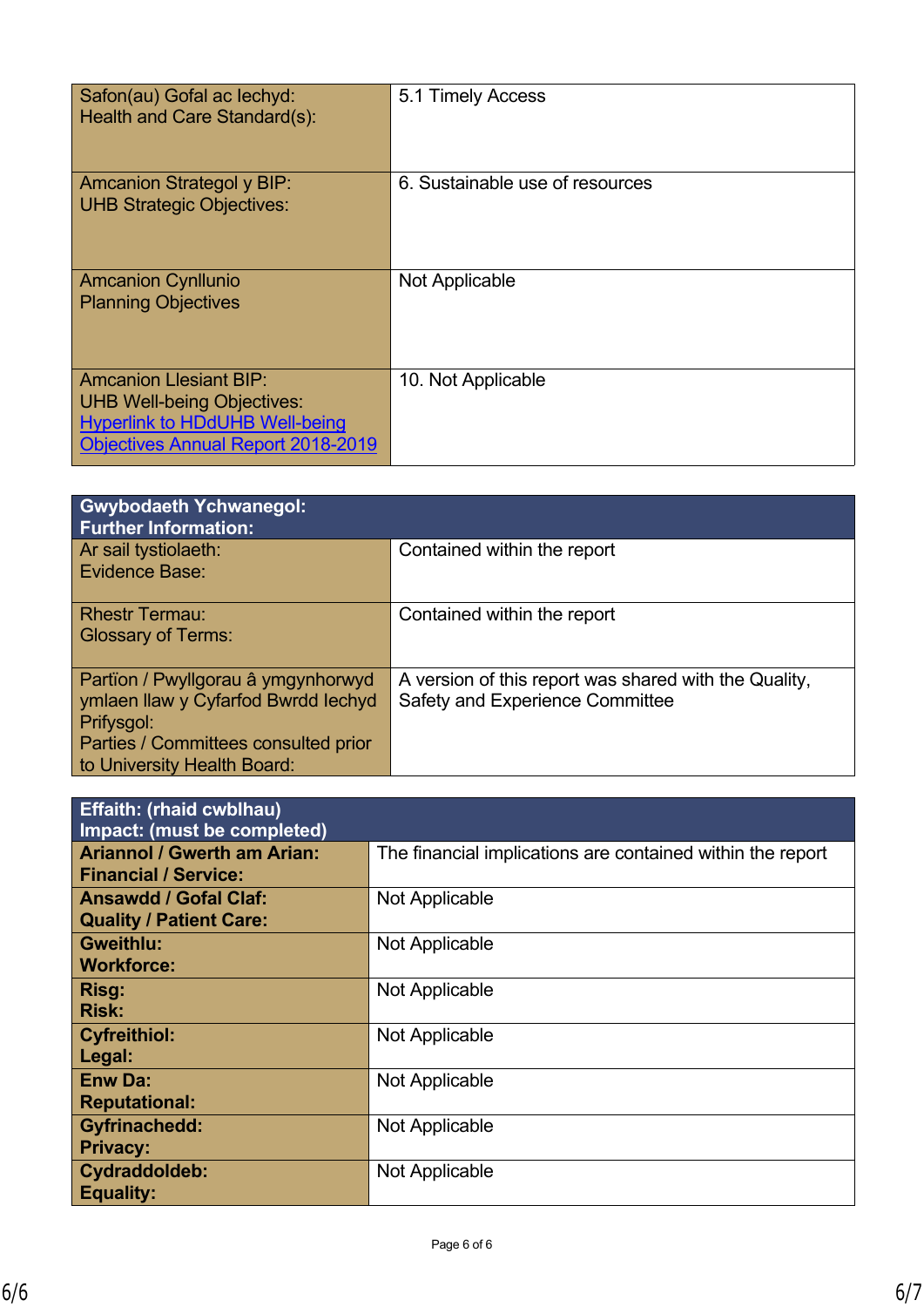| Safon(au) Gofal ac Iechyd:<br>Health and Care Standard(s): | 5.1 Timely Access |
|---|---|
| Amcanion Strategol y BIP:<br>UHB Strategic Objectives: | 6. Sustainable use of resources |
| Amcanion Cynllunio<br>Planning Objectives | Not Applicable |
| Amcanion Llesiant BIP:<br>UHB Well-being Objectives:<br>[Hyperlink to HDdUHB Well-being Objectives Annual Report 2018-2019] | 10. Not Applicable |

| **Gwybodaeth Ychwanegol:<br>Further Information:** | |
|---|---|
| Ar sail tystiolaeth:<br>Evidence Base: | Contained within the report |
| Rhestr Termau:<br>Glossary of Terms: | Contained within the report |
| Partïon / Pwyllgorau â ymgynhorwyd ymlaen llaw y Cyfarfod Bwrdd Iechyd Prifysgol:<br>Parties / Committees consulted prior to University Health Board: | A version of this report was shared with the Quality, Safety and Experience Committee |

| **Effaith: (rhaid cwblhau)<br>Impact: (must be completed)** | |
|---|---|
| **Ariannol / Gwerth am Arian:<br>Financial / Service:** | The financial implications are contained within the report |
| **Ansawdd / Gofal Claf:<br>Quality / Patient Care:** | Not Applicable |
| **Gweithlu:<br>Workforce:** | Not Applicable |
| **Risg:<br>Risk:** | Not Applicable |
| **Cyfreithiol:<br>Legal:** | Not Applicable |
| **Enw Da:<br>Reputational:** | Not Applicable |
| **Gyfrinachedd:<br>Privacy:** | Not Applicable |
| **Cydraddoldeb:<br>Equality:** | Not Applicable |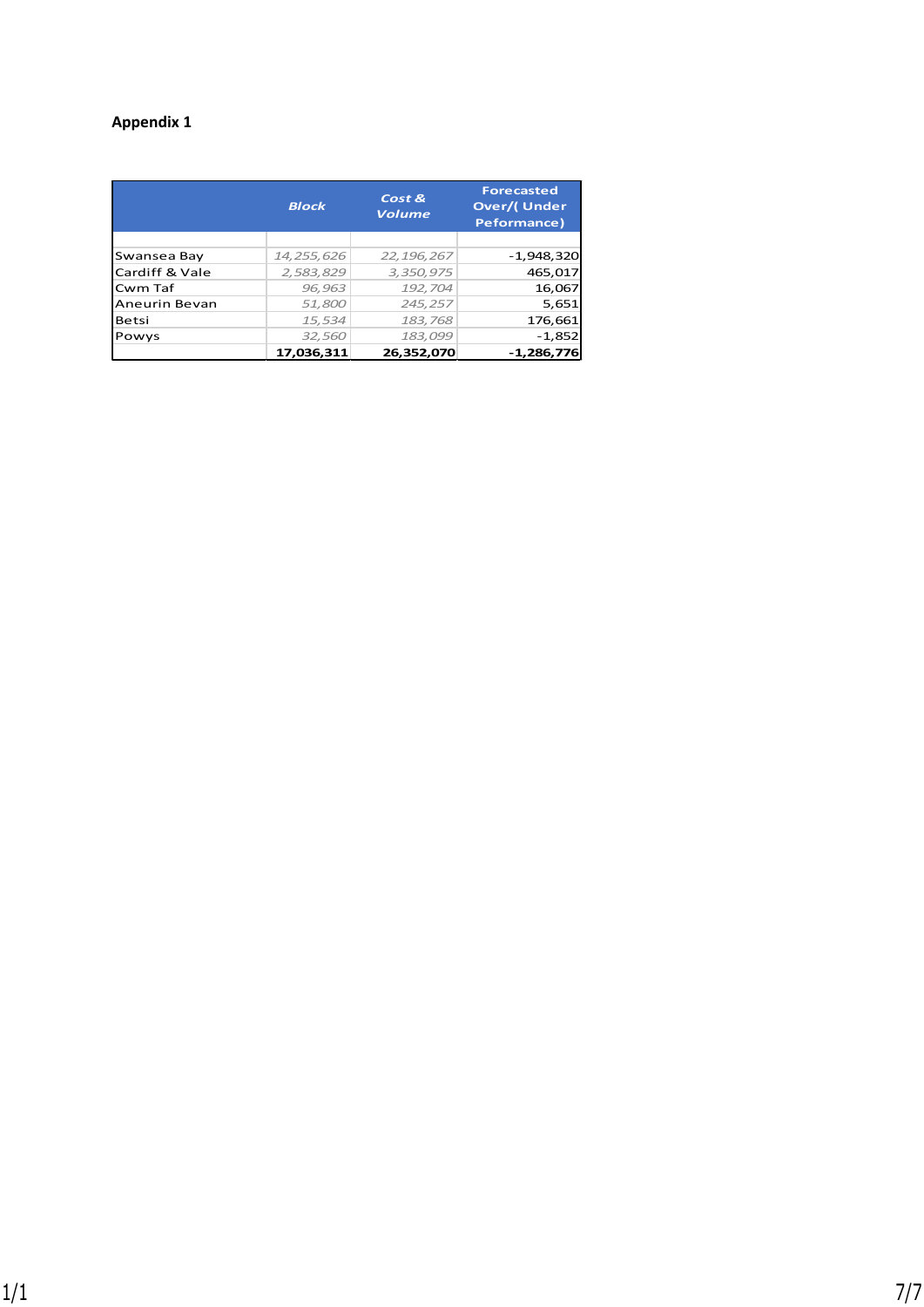**Appendix 1**

| | Block | Cost & Volume | Forecasted Over/( Under Peformance) |
|---|---|---|---|
| Swansea Bay | *14,255,626* | *22,196,267* | -1,948,320 |
| Cardiff & Vale | *2,583,829* | *3,350,975* | 465,017 |
| Cwm Taf | *96,963* | *192,704* | 16,067 |
| Aneurin Bevan | *51,800* | *245,257* | 5,651 |
| Betsi | *15,534* | *183,768* | 176,661 |
| Powys | *32,560* | *183,099* | -1,852 |
| | **17,036,311** | **26,352,070** | **-1,286,776** |